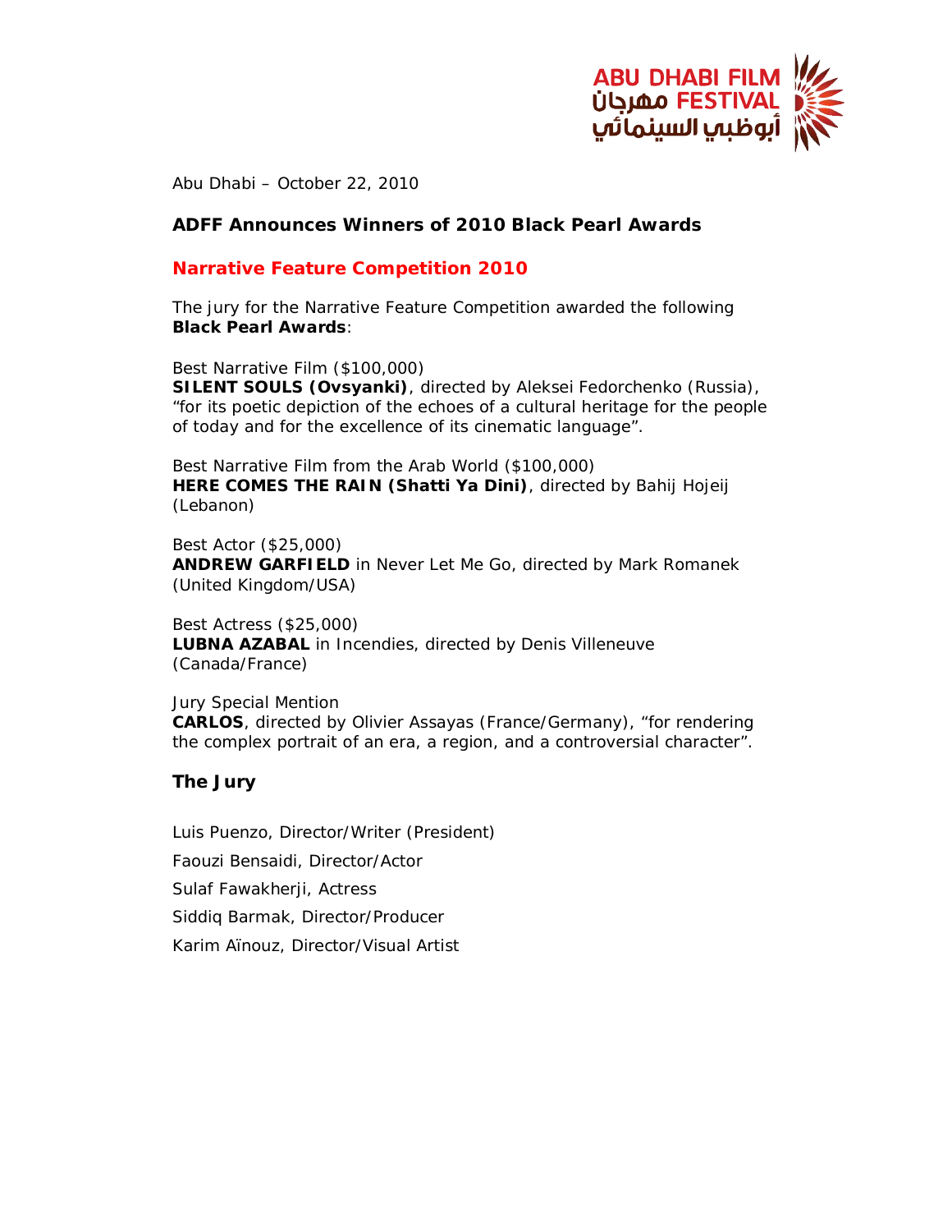ABU DHABI FILM FESTIVAL
مهرجان أبوظبي السينمائي

Abu Dhabi – October 22, 2010

## ADFF Announces Winners of 2010 Black Pearl Awards

### Narrative Feature Competition 2010

The jury for the Narrative Feature Competition awarded the following **Black Pearl Awards**:

Best Narrative Film ($100,000)
**SILENT SOULS (Ovsyanki)**, directed by Aleksei Fedorchenko (Russia), "for its poetic depiction of the echoes of a cultural heritage for the people of today and for the excellence of its cinematic language".

Best Narrative Film from the Arab World ($100,000)
**HERE COMES THE RAIN (Shatti Ya Dini)**, directed by Bahij Hojeij (Lebanon)

Best Actor ($25,000)
**ANDREW GARFIELD** in Never Let Me Go, directed by Mark Romanek (United Kingdom/USA)

Best Actress ($25,000)
**LUBNA AZABAL** in Incendies, directed by Denis Villeneuve (Canada/France)

Jury Special Mention
**CARLOS**, directed by Olivier Assayas (France/Germany), "for rendering the complex portrait of an era, a region, and a controversial character".

### The Jury

Luis Puenzo, Director/Writer (President)

Faouzi Bensaidi, Director/Actor

Sulaf Fawakherji, Actress

Siddiq Barmak, Director/Producer

Karim Aïnouz, Director/Visual Artist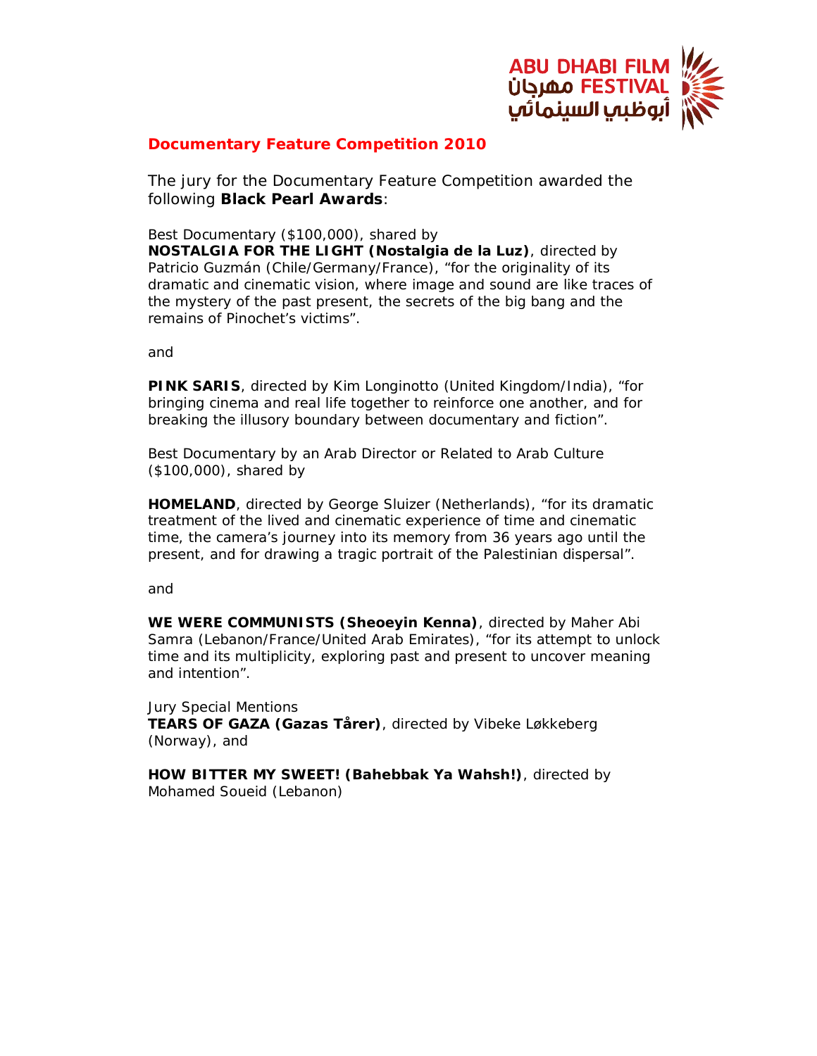## Documentary Feature Competition 2010

The jury for the Documentary Feature Competition awarded the following **Black Pearl Awards**:

Best Documentary ($100,000), shared by
**NOSTALGIA FOR THE LIGHT (Nostalgia de la Luz)**, directed by Patricio Guzmán (Chile/Germany/France), "for the originality of its dramatic and cinematic vision, where image and sound are like traces of the mystery of the past present, the secrets of the big bang and the remains of Pinochet's victims".

and

**PINK SARIS**, directed by Kim Longinotto (United Kingdom/India), "for bringing cinema and real life together to reinforce one another, and for breaking the illusory boundary between documentary and fiction".

Best Documentary by an Arab Director or Related to Arab Culture ($100,000), shared by

**HOMELAND**, directed by George Sluizer (Netherlands), "for its dramatic treatment of the lived and cinematic experience of time and cinematic time, the camera's journey into its memory from 36 years ago until the present, and for drawing a tragic portrait of the Palestinian dispersal".

and

**WE WERE COMMUNISTS (Sheoeyin Kenna)**, directed by Maher Abi Samra (Lebanon/France/United Arab Emirates), "for its attempt to unlock time and its multiplicity, exploring past and present to uncover meaning and intention".

Jury Special Mentions
**TEARS OF GAZA (Gazas Tårer)**, directed by Vibeke Løkkeberg (Norway), and

**HOW BITTER MY SWEET! (Bahebbak Ya Wahsh!)**, directed by Mohamed Soueid (Lebanon)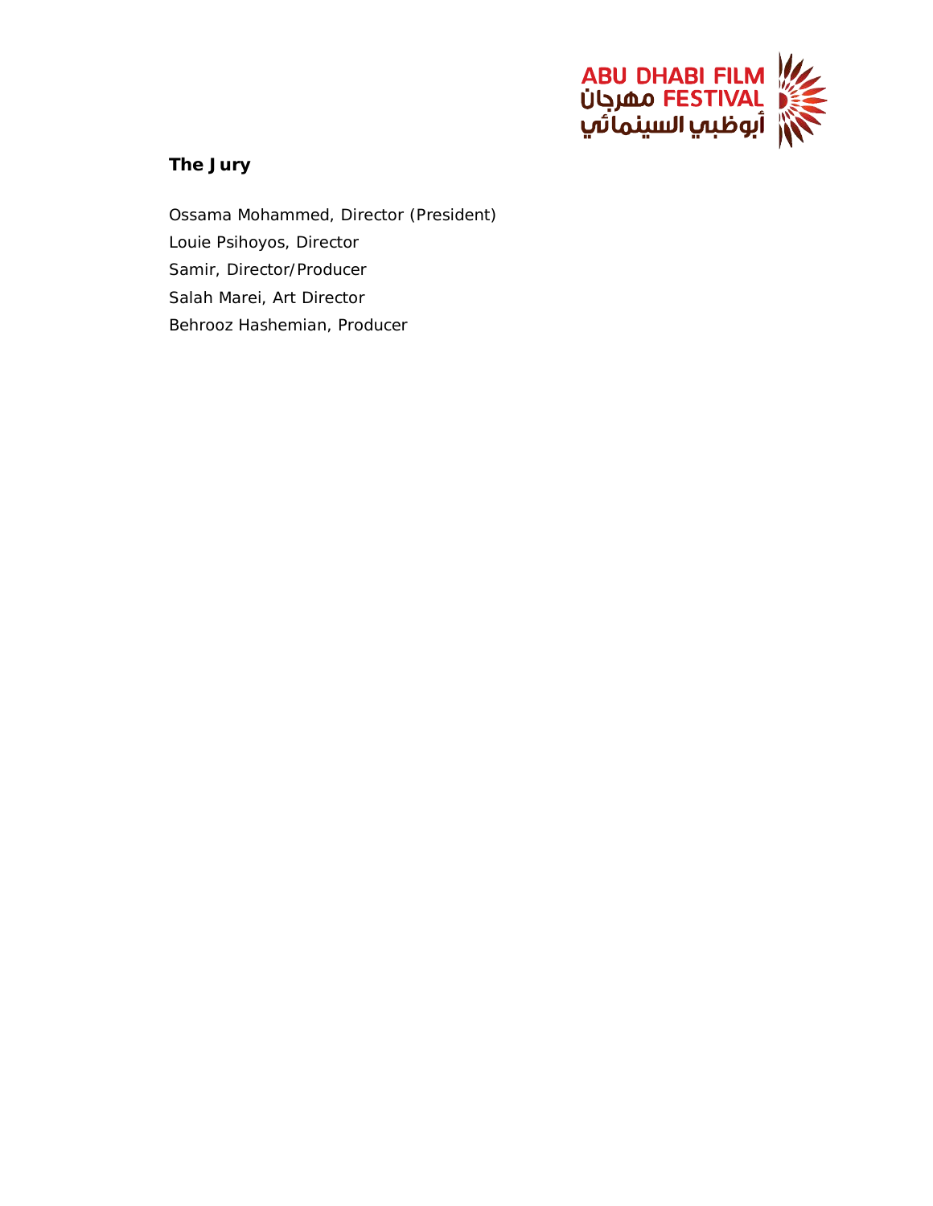## The Jury

Ossama Mohammed, Director (President)
Louie Psihoyos, Director
Samir, Director/Producer
Salah Marei, Art Director
Behrooz Hashemian, Producer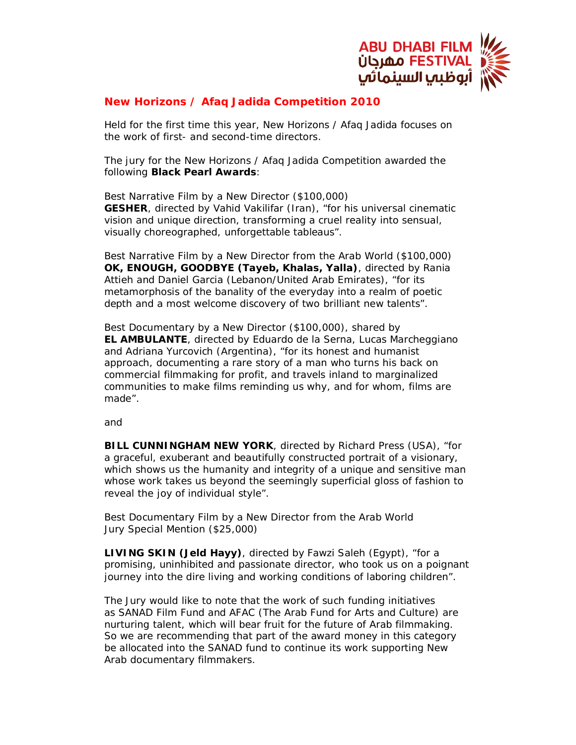## New Horizons / Afaq Jadida Competition 2010

Held for the first time this year, New Horizons / Afaq Jadida focuses on the work of first- and second-time directors.

The jury for the New Horizons / Afaq Jadida Competition awarded the following **Black Pearl Awards**:

Best Narrative Film by a New Director ($100,000)
**GESHER**, directed by Vahid Vakilifar (Iran), "for his universal cinematic vision and unique direction, transforming a cruel reality into sensual, visually choreographed, unforgettable tableaus".

Best Narrative Film by a New Director from the Arab World ($100,000)
**OK, ENOUGH, GOODBYE (Tayeb, Khalas, Yalla)**, directed by Rania Attieh and Daniel Garcia (Lebanon/United Arab Emirates), "for its metamorphosis of the banality of the everyday into a realm of poetic depth and a most welcome discovery of two brilliant new talents".

Best Documentary by a New Director ($100,000), shared by
**EL AMBULANTE**, directed by Eduardo de la Serna, Lucas Marcheggiano and Adriana Yurcovich (Argentina), "for its honest and humanist approach, documenting a rare story of a man who turns his back on commercial filmmaking for profit, and travels inland to marginalized communities to make films reminding us why, and for whom, films are made".

and

**BILL CUNNINGHAM NEW YORK**, directed by Richard Press (USA), "for a graceful, exuberant and beautifully constructed portrait of a visionary, which shows us the humanity and integrity of a unique and sensitive man whose work takes us beyond the seemingly superficial gloss of fashion to reveal the joy of individual style".

Best Documentary Film by a New Director from the Arab World
Jury Special Mention ($25,000)

**LIVING SKIN (Jeld Hayy)**, directed by Fawzi Saleh (Egypt), "for a promising, uninhibited and passionate director, who took us on a poignant journey into the dire living and working conditions of laboring children".

The Jury would like to note that the work of such funding initiatives as SANAD Film Fund and AFAC (The Arab Fund for Arts and Culture) are nurturing talent, which will bear fruit for the future of Arab filmmaking. So we are recommending that part of the award money in this category be allocated into the SANAD fund to continue its work supporting New Arab documentary filmmakers.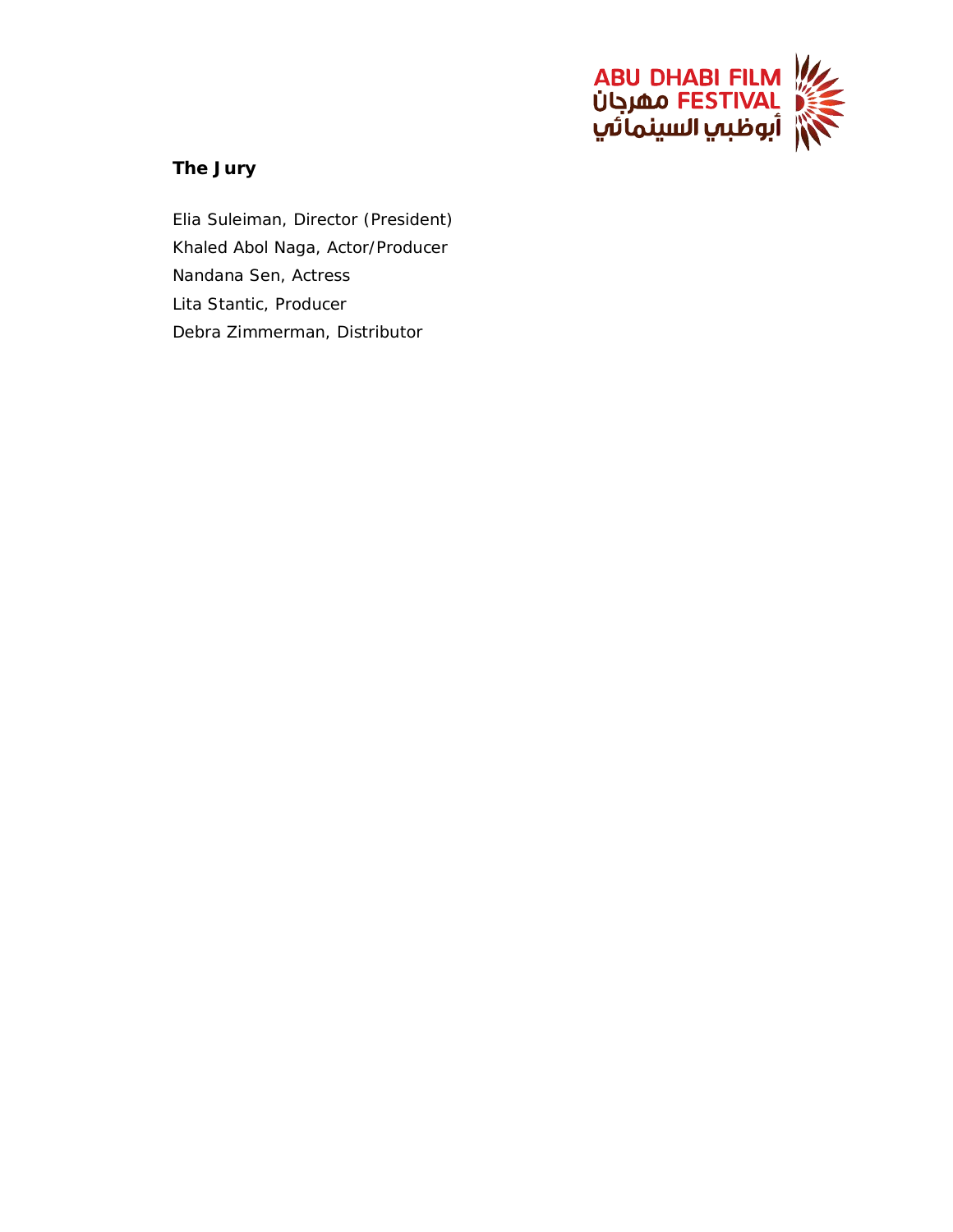**The Jury**

Elia Suleiman, Director (President)
Khaled Abol Naga, Actor/Producer
Nandana Sen, Actress
Lita Stantic, Producer
Debra Zimmerman, Distributor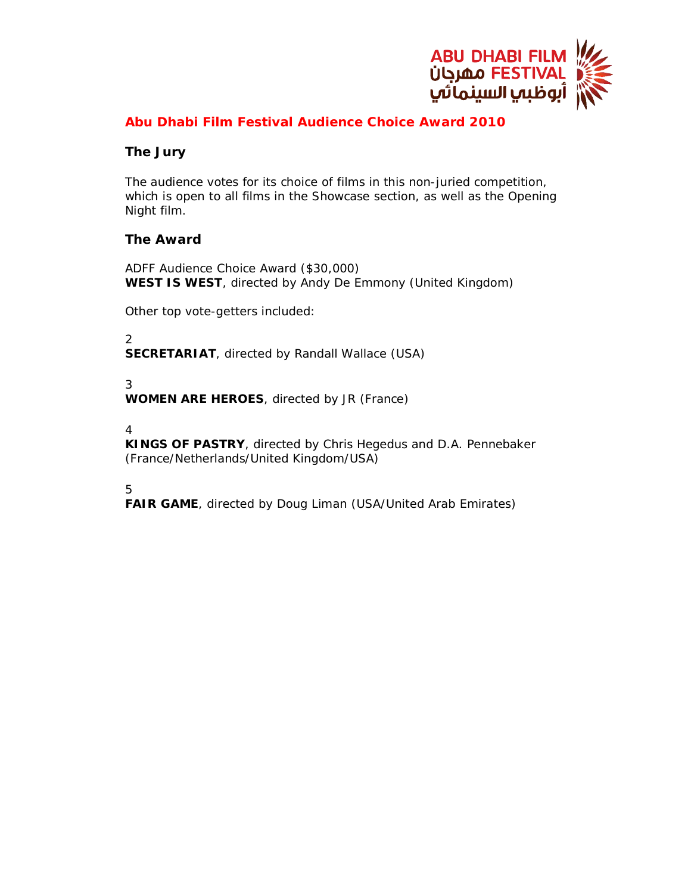# Abu Dhabi Film Festival Audience Choice Award 2010

## The Jury

The audience votes for its choice of films in this non-juried competition, which is open to all films in the Showcase section, as well as the Opening Night film.

## The Award

ADFF Audience Choice Award ($30,000)
**WEST IS WEST**, directed by Andy De Emmony (United Kingdom)

Other top vote-getters included:

2
**SECRETARIAT**, directed by Randall Wallace (USA)

3
**WOMEN ARE HEROES**, directed by JR (France)

4
**KINGS OF PASTRY**, directed by Chris Hegedus and D.A. Pennebaker (France/Netherlands/United Kingdom/USA)

5
**FAIR GAME**, directed by Doug Liman (USA/United Arab Emirates)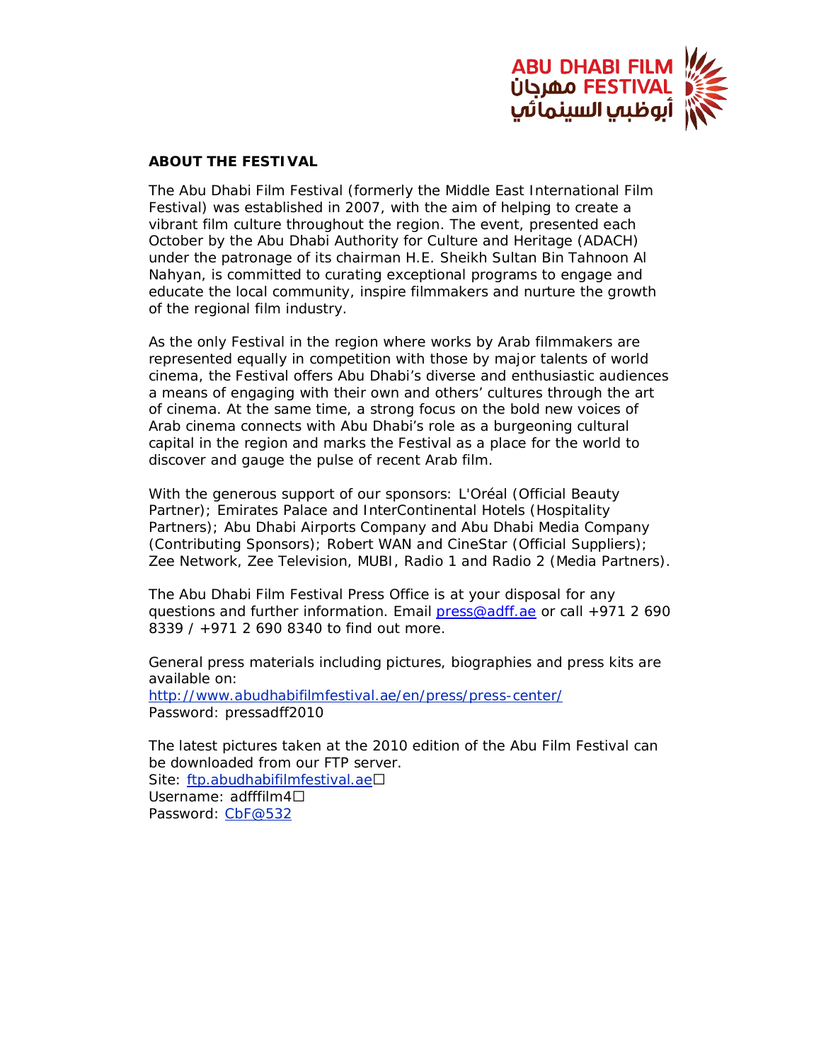ABU DHABI FILM مهرجان FESTIVAL أبوظبي السينمائي

**ABOUT THE FESTIVAL**

The Abu Dhabi Film Festival (formerly the Middle East International Film Festival) was established in 2007, with the aim of helping to create a vibrant film culture throughout the region. The event, presented each October by the Abu Dhabi Authority for Culture and Heritage (ADACH) under the patronage of its chairman H.E. Sheikh Sultan Bin Tahnoon Al Nahyan, is committed to curating exceptional programs to engage and educate the local community, inspire filmmakers and nurture the growth of the regional film industry.

As the only Festival in the region where works by Arab filmmakers are represented equally in competition with those by major talents of world cinema, the Festival offers Abu Dhabi's diverse and enthusiastic audiences a means of engaging with their own and others' cultures through the art of cinema. At the same time, a strong focus on the bold new voices of Arab cinema connects with Abu Dhabi's role as a burgeoning cultural capital in the region and marks the Festival as a place for the world to discover and gauge the pulse of recent Arab film.

With the generous support of our sponsors: L'Oréal (Official Beauty Partner); Emirates Palace and InterContinental Hotels (Hospitality Partners); Abu Dhabi Airports Company and Abu Dhabi Media Company (Contributing Sponsors); Robert WAN and CineStar (Official Suppliers); Zee Network, Zee Television, MUBI, Radio 1 and Radio 2 (Media Partners).

The Abu Dhabi Film Festival Press Office is at your disposal for any questions and further information. Email press@adff.ae or call +971 2 690 8339 / +971 2 690 8340 to find out more.

General press materials including pictures, biographies and press kits are available on:
http://www.abudhabifilmfestival.ae/en/press/press-center/
Password: pressadff2010

The latest pictures taken at the 2010 edition of the Abu Film Festival can be downloaded from our FTP server.
Site: ftp.abudhabifilmfestival.ae
Username: adfffilm4
Password: CbF@532